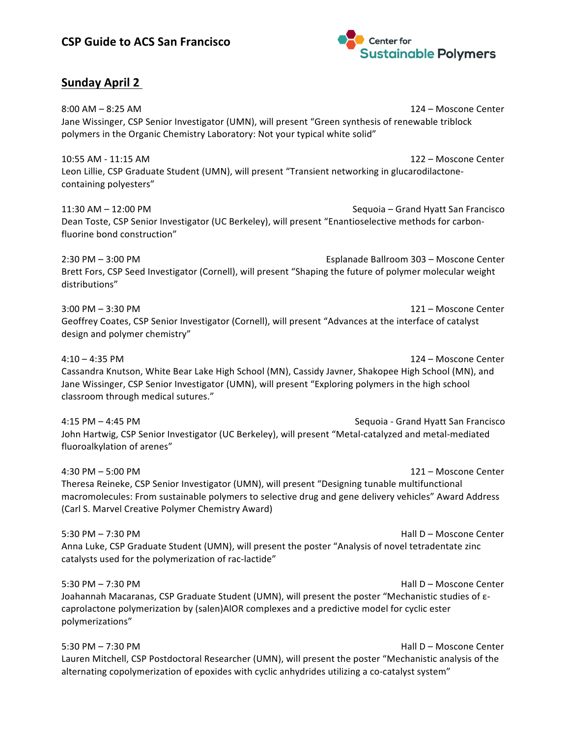# CSP Guide to ACS San Francisco

Center for Sustainable Polymers

## Sunday April 2

8:00 AM – 8:25 AM 124 – Moscone Center
Jane Wissinger, CSP Senior Investigator (UMN), will present "Green synthesis of renewable triblock polymers in the Organic Chemistry Laboratory: Not your typical white solid"

10:55 AM - 11:15 AM 122 – Moscone Center
Leon Lillie, CSP Graduate Student (UMN), will present "Transient networking in glucarodilactone-containing polyesters"

11:30 AM – 12:00 PM Sequoia – Grand Hyatt San Francisco
Dean Toste, CSP Senior Investigator (UC Berkeley), will present "Enantioselective methods for carbon-fluorine bond construction"

2:30 PM – 3:00 PM Esplanade Ballroom 303 – Moscone Center
Brett Fors, CSP Seed Investigator (Cornell), will present "Shaping the future of polymer molecular weight distributions"

3:00 PM – 3:30 PM 121 – Moscone Center
Geoffrey Coates, CSP Senior Investigator (Cornell), will present "Advances at the interface of catalyst design and polymer chemistry"

4:10 – 4:35 PM 124 – Moscone Center
Cassandra Knutson, White Bear Lake High School (MN), Cassidy Javner, Shakopee High School (MN), and Jane Wissinger, CSP Senior Investigator (UMN), will present "Exploring polymers in the high school classroom through medical sutures."

4:15 PM – 4:45 PM Sequoia - Grand Hyatt San Francisco
John Hartwig, CSP Senior Investigator (UC Berkeley), will present "Metal-catalyzed and metal-mediated fluoroalkylation of arenes"

4:30 PM – 5:00 PM 121 – Moscone Center
Theresa Reineke, CSP Senior Investigator (UMN), will present "Designing tunable multifunctional macromolecules: From sustainable polymers to selective drug and gene delivery vehicles" Award Address (Carl S. Marvel Creative Polymer Chemistry Award)

5:30 PM – 7:30 PM Hall D – Moscone Center
Anna Luke, CSP Graduate Student (UMN), will present the poster "Analysis of novel tetradentate zinc catalysts used for the polymerization of rac-lactide"

5:30 PM – 7:30 PM Hall D – Moscone Center
Joahannah Macaranas, CSP Graduate Student (UMN), will present the poster "Mechanistic studies of ε-caprolactone polymerization by (salen)AlOR complexes and a predictive model for cyclic ester polymerizations"

5:30 PM – 7:30 PM Hall D – Moscone Center
Lauren Mitchell, CSP Postdoctoral Researcher (UMN), will present the poster "Mechanistic analysis of the alternating copolymerization of epoxides with cyclic anhydrides utilizing a co-catalyst system"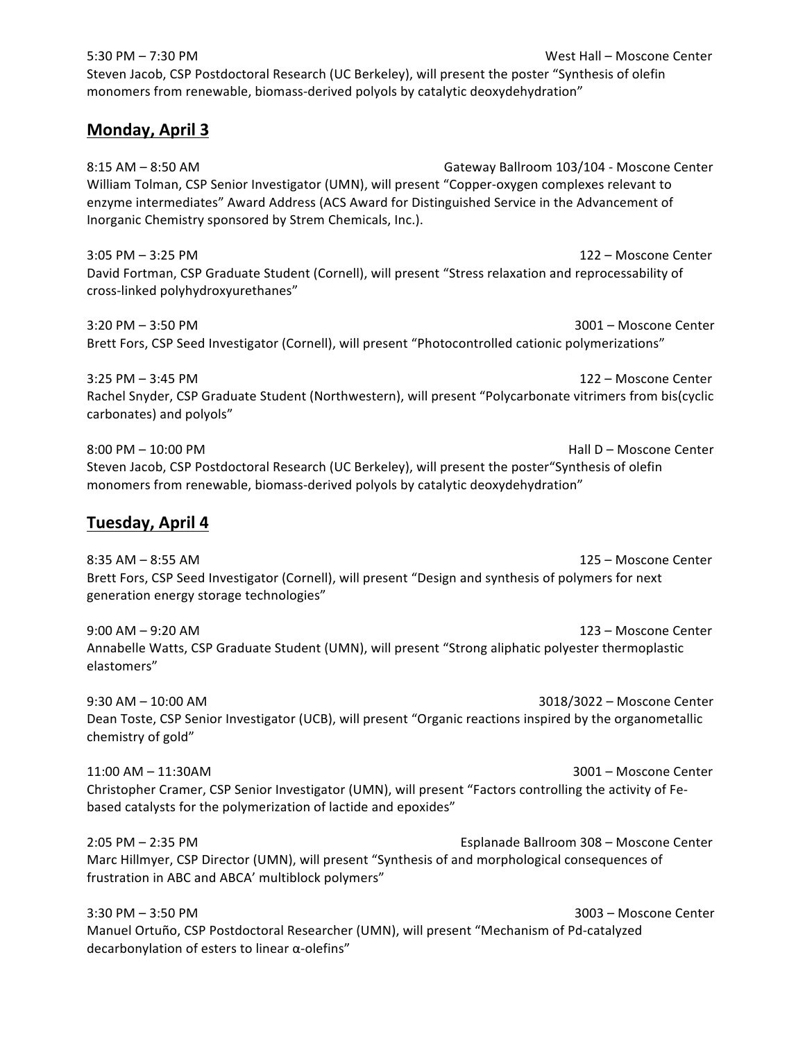5:30 PM – 7:30 PM West Hall – Moscone Center
Steven Jacob, CSP Postdoctoral Research (UC Berkeley), will present the poster "Synthesis of olefin monomers from renewable, biomass-derived polyols by catalytic deoxydehydration"

## Monday, April 3

8:15 AM – 8:50 AM Gateway Ballroom 103/104 - Moscone Center
William Tolman, CSP Senior Investigator (UMN), will present "Copper-oxygen complexes relevant to enzyme intermediates" Award Address (ACS Award for Distinguished Service in the Advancement of Inorganic Chemistry sponsored by Strem Chemicals, Inc.).

3:05 PM – 3:25 PM 122 – Moscone Center
David Fortman, CSP Graduate Student (Cornell), will present "Stress relaxation and reprocessability of cross-linked polyhydroxyurethanes"

3:20 PM – 3:50 PM 3001 – Moscone Center
Brett Fors, CSP Seed Investigator (Cornell), will present "Photocontrolled cationic polymerizations"

3:25 PM – 3:45 PM 122 – Moscone Center
Rachel Snyder, CSP Graduate Student (Northwestern), will present "Polycarbonate vitrimers from bis(cyclic carbonates) and polyols"

8:00 PM – 10:00 PM Hall D – Moscone Center
Steven Jacob, CSP Postdoctoral Research (UC Berkeley), will present the poster"Synthesis of olefin monomers from renewable, biomass-derived polyols by catalytic deoxydehydration"

## Tuesday, April 4

8:35 AM – 8:55 AM 125 – Moscone Center
Brett Fors, CSP Seed Investigator (Cornell), will present "Design and synthesis of polymers for next generation energy storage technologies"

9:00 AM – 9:20 AM 123 – Moscone Center
Annabelle Watts, CSP Graduate Student (UMN), will present "Strong aliphatic polyester thermoplastic elastomers"

9:30 AM – 10:00 AM 3018/3022 – Moscone Center
Dean Toste, CSP Senior Investigator (UCB), will present "Organic reactions inspired by the organometallic chemistry of gold"

11:00 AM – 11:30AM 3001 – Moscone Center
Christopher Cramer, CSP Senior Investigator (UMN), will present "Factors controlling the activity of Fe-based catalysts for the polymerization of lactide and epoxides"

2:05 PM – 2:35 PM Esplanade Ballroom 308 – Moscone Center
Marc Hillmyer, CSP Director (UMN), will present "Synthesis of and morphological consequences of frustration in ABC and ABCA' multiblock polymers"

3:30 PM – 3:50 PM 3003 – Moscone Center
Manuel Ortuño, CSP Postdoctoral Researcher (UMN), will present "Mechanism of Pd-catalyzed decarbonylation of esters to linear $\alpha$-olefins"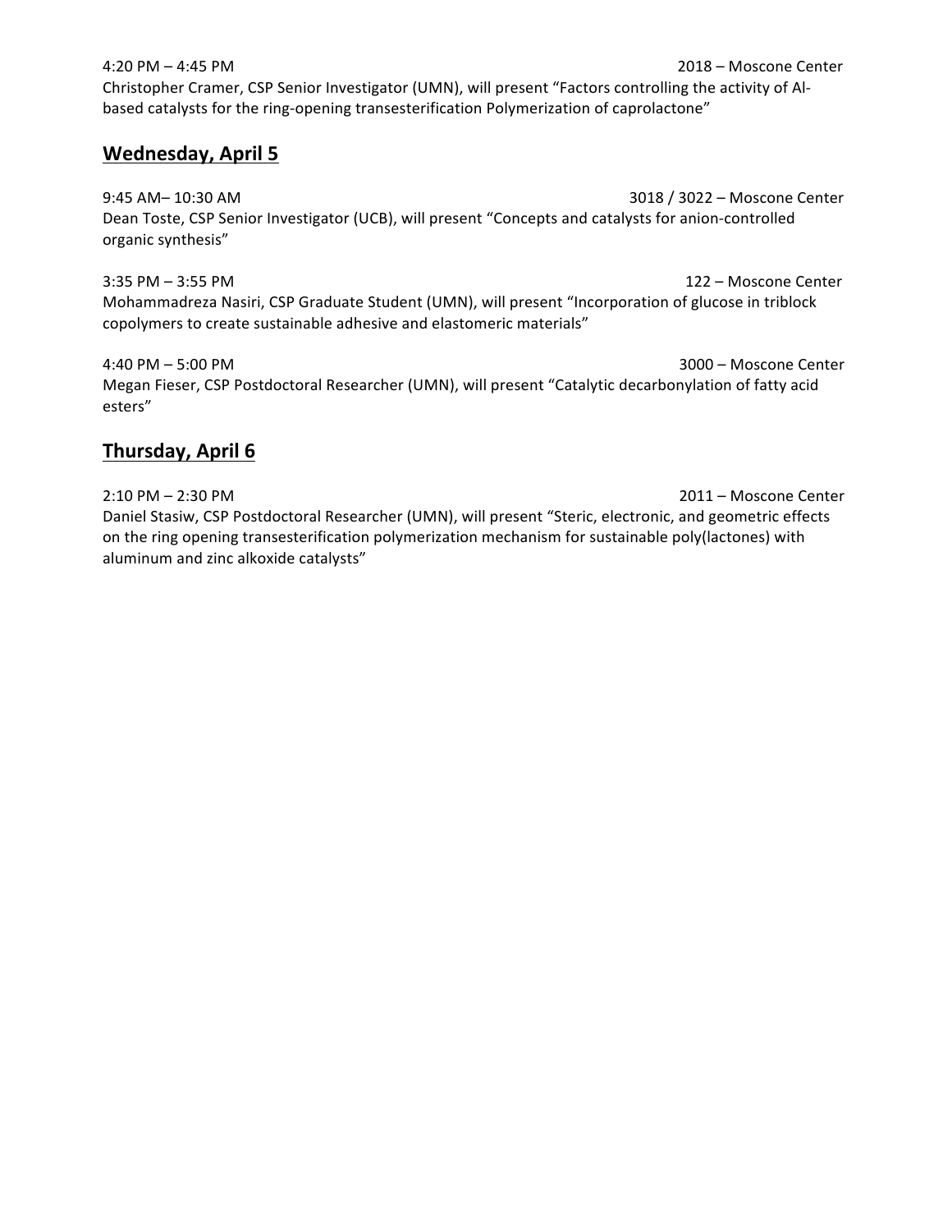4:20 PM – 4:45 PM 2018 – Moscone Center

Christopher Cramer, CSP Senior Investigator (UMN), will present "Factors controlling the activity of Al-based catalysts for the ring-opening transesterification Polymerization of caprolactone"

## **Wednesday, April 5**

9:45 AM– 10:30 AM 3018 / 3022 – Moscone Center

Dean Toste, CSP Senior Investigator (UCB), will present "Concepts and catalysts for anion-controlled organic synthesis"

3:35 PM – 3:55 PM 122 – Moscone Center

Mohammadreza Nasiri, CSP Graduate Student (UMN), will present "Incorporation of glucose in triblock copolymers to create sustainable adhesive and elastomeric materials"

4:40 PM – 5:00 PM 3000 – Moscone Center

Megan Fieser, CSP Postdoctoral Researcher (UMN), will present "Catalytic decarbonylation of fatty acid esters"

## **Thursday, April 6**

2:10 PM – 2:30 PM 2011 – Moscone Center

Daniel Stasiw, CSP Postdoctoral Researcher (UMN), will present "Steric, electronic, and geometric effects on the ring opening transesterification polymerization mechanism for sustainable poly(lactones) with aluminum and zinc alkoxide catalysts"